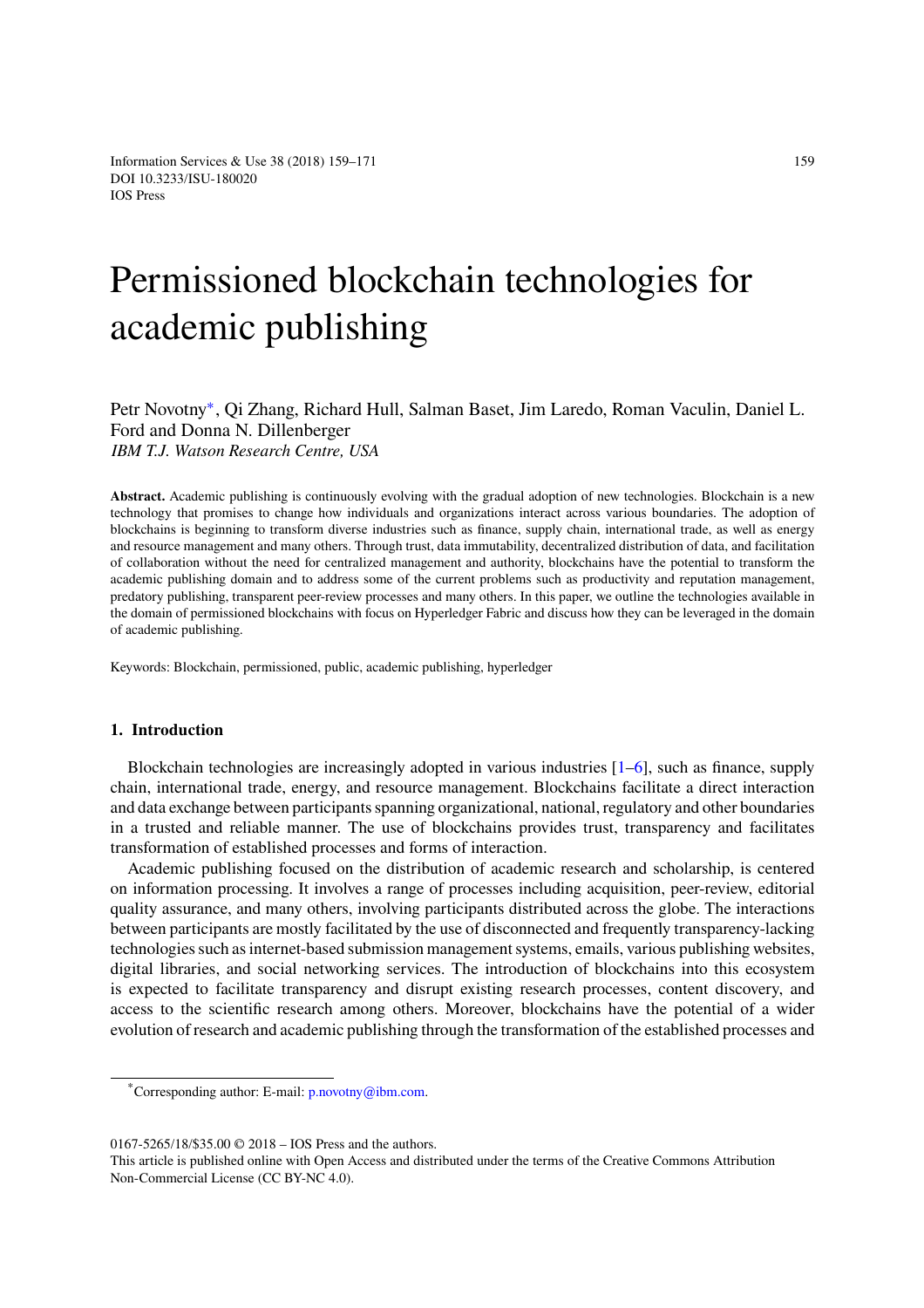# Permissioned blockchain technologies for academic publishing

Petr Novotny*, Qi Zhang, Richard Hull, Salman Baset, Jim Laredo, Roman Vaculin, Daniel L. Ford and Donna N. Dillenberger

*IBM T.J. Watson Research Centre, USA*

**Abstract.** Academic publishing is continuously evolving with the gradual adoption of new technologies. Blockchain is a new technology that promises to change how individuals and organizations interact across various boundaries. The adoption of blockchains is beginning to transform diverse industries such as finance, supply chain, international trade, as well as energy and resource management and many others. Through trust, data immutability, decentralized distribution of data, and facilitation of collaboration without the need for centralized management and authority, blockchains have the potential to transform the academic publishing domain and to address some of the current problems such as productivity and reputation management, predatory publishing, transparent peer-review processes and many others. In this paper, we outline the technologies available in the domain of permissioned blockchains with focus on Hyperledger Fabric and discuss how they can be leveraged in the domain of academic publishing.

Keywords: Blockchain, permissioned, public, academic publishing, hyperledger

## 1. Introduction

Blockchain technologies are increasingly adopted in various industries [1–6], such as finance, supply chain, international trade, energy, and resource management. Blockchains facilitate a direct interaction and data exchange between participants spanning organizational, national, regulatory and other boundaries in a trusted and reliable manner. The use of blockchains provides trust, transparency and facilitates transformation of established processes and forms of interaction.

Academic publishing focused on the distribution of academic research and scholarship, is centered on information processing. It involves a range of processes including acquisition, peer-review, editorial quality assurance, and many others, involving participants distributed across the globe. The interactions between participants are mostly facilitated by the use of disconnected and frequently transparency-lacking technologies such as internet-based submission management systems, emails, various publishing websites, digital libraries, and social networking services. The introduction of blockchains into this ecosystem is expected to facilitate transparency and disrupt existing research processes, content discovery, and access to the scientific research among others. Moreover, blockchains have the potential of a wider evolution of research and academic publishing through the transformation of the established processes and

*Corresponding author: E-mail: p.novotny@ibm.com.

0167-5265/18/$35.00 © 2018 – IOS Press and the authors.
This article is published online with Open Access and distributed under the terms of the Creative Commons Attribution Non-Commercial License (CC BY-NC 4.0).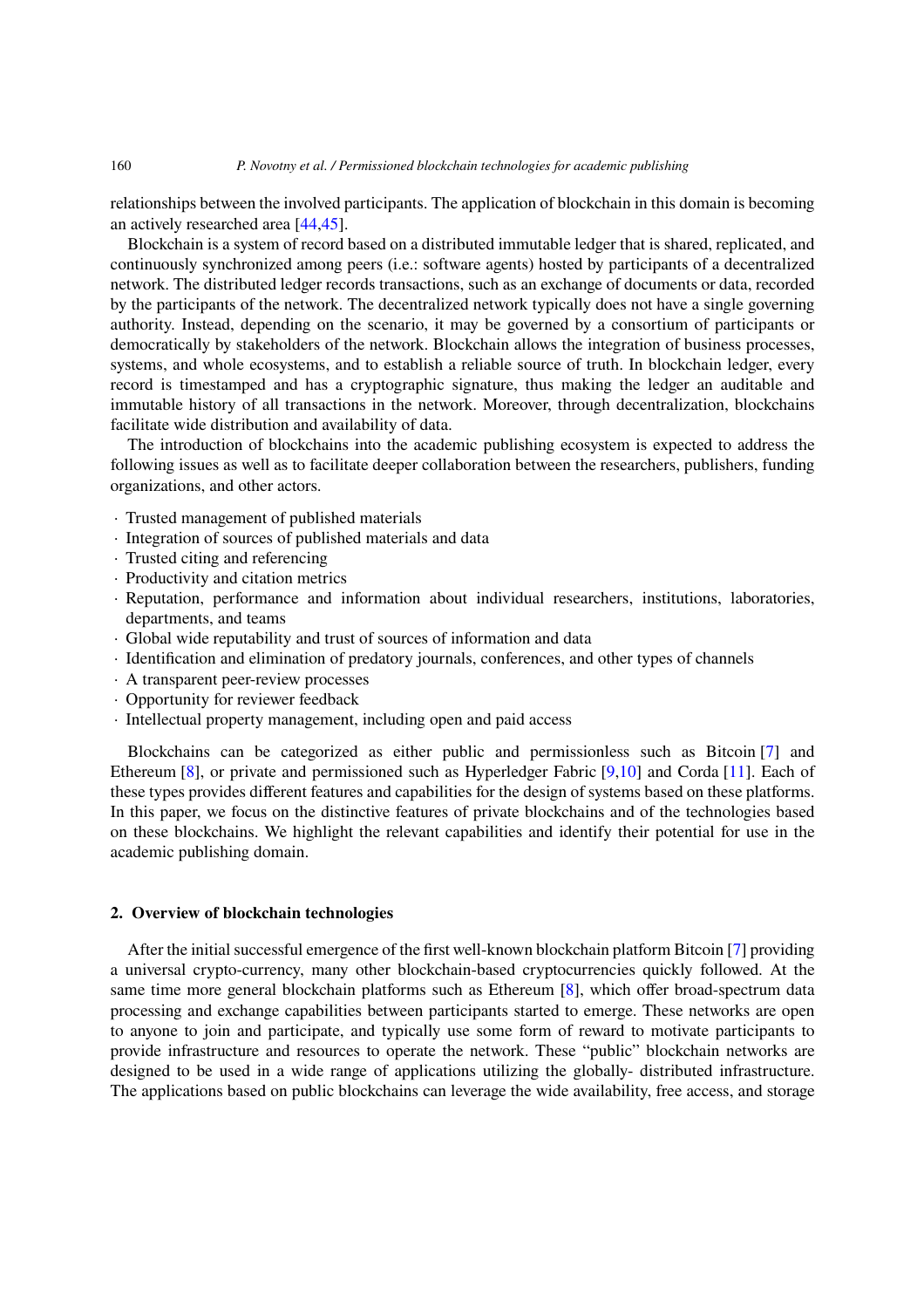relationships between the involved participants. The application of blockchain in this domain is becoming an actively researched area [44,45].

Blockchain is a system of record based on a distributed immutable ledger that is shared, replicated, and continuously synchronized among peers (i.e.: software agents) hosted by participants of a decentralized network. The distributed ledger records transactions, such as an exchange of documents or data, recorded by the participants of the network. The decentralized network typically does not have a single governing authority. Instead, depending on the scenario, it may be governed by a consortium of participants or democratically by stakeholders of the network. Blockchain allows the integration of business processes, systems, and whole ecosystems, and to establish a reliable source of truth. In blockchain ledger, every record is timestamped and has a cryptographic signature, thus making the ledger an auditable and immutable history of all transactions in the network. Moreover, through decentralization, blockchains facilitate wide distribution and availability of data.

The introduction of blockchains into the academic publishing ecosystem is expected to address the following issues as well as to facilitate deeper collaboration between the researchers, publishers, funding organizations, and other actors.

- Trusted management of published materials
- Integration of sources of published materials and data
- Trusted citing and referencing
- Productivity and citation metrics
- Reputation, performance and information about individual researchers, institutions, laboratories, departments, and teams
- Global wide reputability and trust of sources of information and data
- Identification and elimination of predatory journals, conferences, and other types of channels
- A transparent peer-review processes
- Opportunity for reviewer feedback
- Intellectual property management, including open and paid access

Blockchains can be categorized as either public and permissionless such as Bitcoin [7] and Ethereum [8], or private and permissioned such as Hyperledger Fabric [9,10] and Corda [11]. Each of these types provides different features and capabilities for the design of systems based on these platforms. In this paper, we focus on the distinctive features of private blockchains and of the technologies based on these blockchains. We highlight the relevant capabilities and identify their potential for use in the academic publishing domain.

## 2. Overview of blockchain technologies

After the initial successful emergence of the first well-known blockchain platform Bitcoin [7] providing a universal crypto-currency, many other blockchain-based cryptocurrencies quickly followed. At the same time more general blockchain platforms such as Ethereum [8], which offer broad-spectrum data processing and exchange capabilities between participants started to emerge. These networks are open to anyone to join and participate, and typically use some form of reward to motivate participants to provide infrastructure and resources to operate the network. These "public" blockchain networks are designed to be used in a wide range of applications utilizing the globally- distributed infrastructure. The applications based on public blockchains can leverage the wide availability, free access, and storage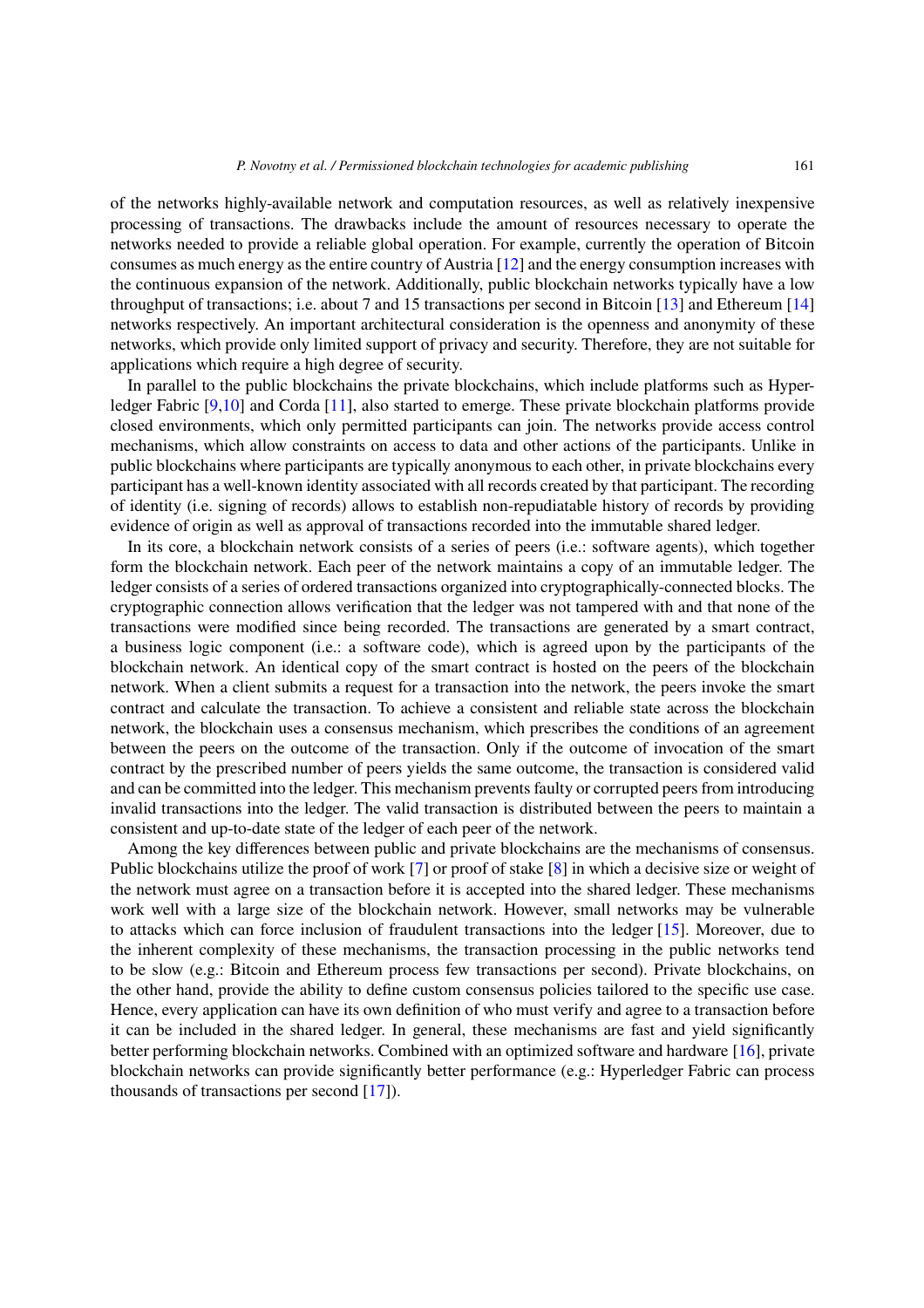of the networks highly-available network and computation resources, as well as relatively inexpensive processing of transactions. The drawbacks include the amount of resources necessary to operate the networks needed to provide a reliable global operation. For example, currently the operation of Bitcoin consumes as much energy as the entire country of Austria [12] and the energy consumption increases with the continuous expansion of the network. Additionally, public blockchain networks typically have a low throughput of transactions; i.e. about 7 and 15 transactions per second in Bitcoin [13] and Ethereum [14] networks respectively. An important architectural consideration is the openness and anonymity of these networks, which provide only limited support of privacy and security. Therefore, they are not suitable for applications which require a high degree of security.

In parallel to the public blockchains the private blockchains, which include platforms such as Hyperledger Fabric [9,10] and Corda [11], also started to emerge. These private blockchain platforms provide closed environments, which only permitted participants can join. The networks provide access control mechanisms, which allow constraints on access to data and other actions of the participants. Unlike in public blockchains where participants are typically anonymous to each other, in private blockchains every participant has a well-known identity associated with all records created by that participant. The recording of identity (i.e. signing of records) allows to establish non-repudiatable history of records by providing evidence of origin as well as approval of transactions recorded into the immutable shared ledger.

In its core, a blockchain network consists of a series of peers (i.e.: software agents), which together form the blockchain network. Each peer of the network maintains a copy of an immutable ledger. The ledger consists of a series of ordered transactions organized into cryptographically-connected blocks. The cryptographic connection allows verification that the ledger was not tampered with and that none of the transactions were modified since being recorded. The transactions are generated by a smart contract, a business logic component (i.e.: a software code), which is agreed upon by the participants of the blockchain network. An identical copy of the smart contract is hosted on the peers of the blockchain network. When a client submits a request for a transaction into the network, the peers invoke the smart contract and calculate the transaction. To achieve a consistent and reliable state across the blockchain network, the blockchain uses a consensus mechanism, which prescribes the conditions of an agreement between the peers on the outcome of the transaction. Only if the outcome of invocation of the smart contract by the prescribed number of peers yields the same outcome, the transaction is considered valid and can be committed into the ledger. This mechanism prevents faulty or corrupted peers from introducing invalid transactions into the ledger. The valid transaction is distributed between the peers to maintain a consistent and up-to-date state of the ledger of each peer of the network.

Among the key differences between public and private blockchains are the mechanisms of consensus. Public blockchains utilize the proof of work [7] or proof of stake [8] in which a decisive size or weight of the network must agree on a transaction before it is accepted into the shared ledger. These mechanisms work well with a large size of the blockchain network. However, small networks may be vulnerable to attacks which can force inclusion of fraudulent transactions into the ledger [15]. Moreover, due to the inherent complexity of these mechanisms, the transaction processing in the public networks tend to be slow (e.g.: Bitcoin and Ethereum process few transactions per second). Private blockchains, on the other hand, provide the ability to define custom consensus policies tailored to the specific use case. Hence, every application can have its own definition of who must verify and agree to a transaction before it can be included in the shared ledger. In general, these mechanisms are fast and yield significantly better performing blockchain networks. Combined with an optimized software and hardware [16], private blockchain networks can provide significantly better performance (e.g.: Hyperledger Fabric can process thousands of transactions per second [17]).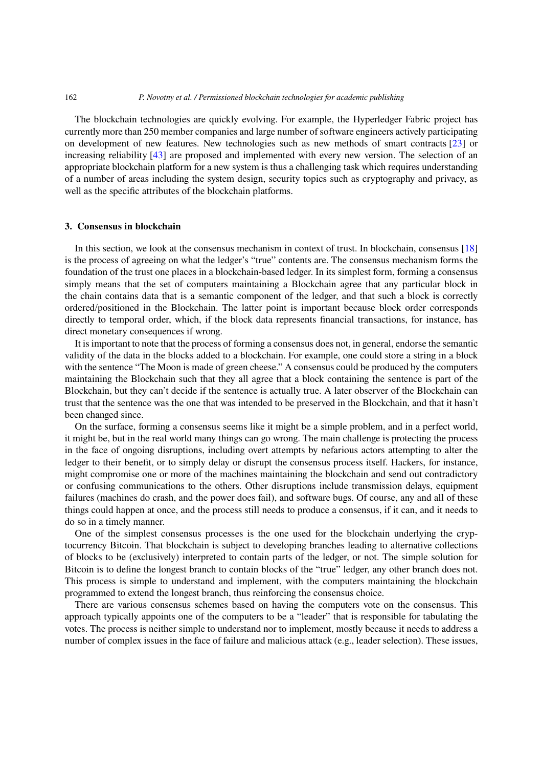The blockchain technologies are quickly evolving. For example, the Hyperledger Fabric project has currently more than 250 member companies and large number of software engineers actively participating on development of new features. New technologies such as new methods of smart contracts [23] or increasing reliability [43] are proposed and implemented with every new version. The selection of an appropriate blockchain platform for a new system is thus a challenging task which requires understanding of a number of areas including the system design, security topics such as cryptography and privacy, as well as the specific attributes of the blockchain platforms.

## 3. Consensus in blockchain

In this section, we look at the consensus mechanism in context of trust. In blockchain, consensus [18] is the process of agreeing on what the ledger's "true" contents are. The consensus mechanism forms the foundation of the trust one places in a blockchain-based ledger. In its simplest form, forming a consensus simply means that the set of computers maintaining a Blockchain agree that any particular block in the chain contains data that is a semantic component of the ledger, and that such a block is correctly ordered/positioned in the Blockchain. The latter point is important because block order corresponds directly to temporal order, which, if the block data represents financial transactions, for instance, has direct monetary consequences if wrong.

It is important to note that the process of forming a consensus does not, in general, endorse the semantic validity of the data in the blocks added to a blockchain. For example, one could store a string in a block with the sentence "The Moon is made of green cheese." A consensus could be produced by the computers maintaining the Blockchain such that they all agree that a block containing the sentence is part of the Blockchain, but they can't decide if the sentence is actually true. A later observer of the Blockchain can trust that the sentence was the one that was intended to be preserved in the Blockchain, and that it hasn't been changed since.

On the surface, forming a consensus seems like it might be a simple problem, and in a perfect world, it might be, but in the real world many things can go wrong. The main challenge is protecting the process in the face of ongoing disruptions, including overt attempts by nefarious actors attempting to alter the ledger to their benefit, or to simply delay or disrupt the consensus process itself. Hackers, for instance, might compromise one or more of the machines maintaining the blockchain and send out contradictory or confusing communications to the others. Other disruptions include transmission delays, equipment failures (machines do crash, and the power does fail), and software bugs. Of course, any and all of these things could happen at once, and the process still needs to produce a consensus, if it can, and it needs to do so in a timely manner.

One of the simplest consensus processes is the one used for the blockchain underlying the cryptocurrency Bitcoin. That blockchain is subject to developing branches leading to alternative collections of blocks to be (exclusively) interpreted to contain parts of the ledger, or not. The simple solution for Bitcoin is to define the longest branch to contain blocks of the "true" ledger, any other branch does not. This process is simple to understand and implement, with the computers maintaining the blockchain programmed to extend the longest branch, thus reinforcing the consensus choice.

There are various consensus schemes based on having the computers vote on the consensus. This approach typically appoints one of the computers to be a "leader" that is responsible for tabulating the votes. The process is neither simple to understand nor to implement, mostly because it needs to address a number of complex issues in the face of failure and malicious attack (e.g., leader selection). These issues,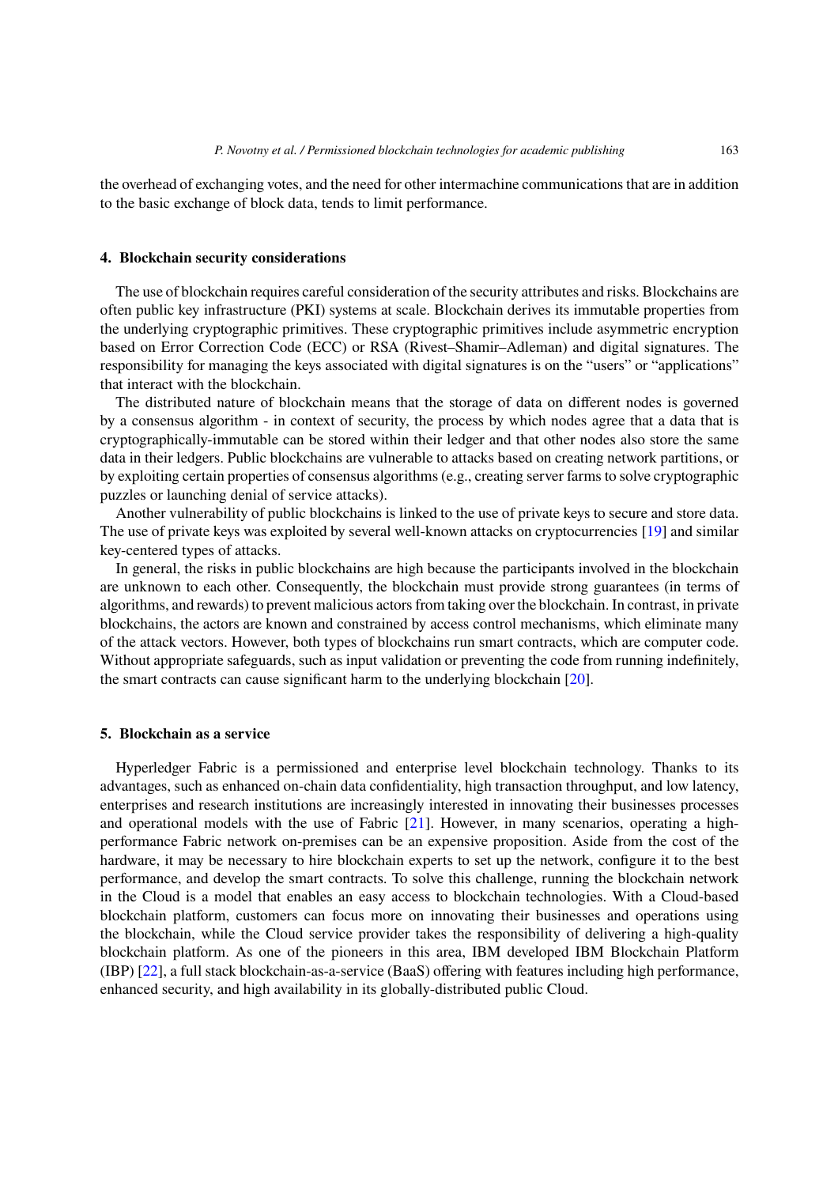the overhead of exchanging votes, and the need for other intermachine communications that are in addition to the basic exchange of block data, tends to limit performance.

## 4. Blockchain security considerations

The use of blockchain requires careful consideration of the security attributes and risks. Blockchains are often public key infrastructure (PKI) systems at scale. Blockchain derives its immutable properties from the underlying cryptographic primitives. These cryptographic primitives include asymmetric encryption based on Error Correction Code (ECC) or RSA (Rivest–Shamir–Adleman) and digital signatures. The responsibility for managing the keys associated with digital signatures is on the "users" or "applications" that interact with the blockchain.

The distributed nature of blockchain means that the storage of data on different nodes is governed by a consensus algorithm - in context of security, the process by which nodes agree that a data that is cryptographically-immutable can be stored within their ledger and that other nodes also store the same data in their ledgers. Public blockchains are vulnerable to attacks based on creating network partitions, or by exploiting certain properties of consensus algorithms (e.g., creating server farms to solve cryptographic puzzles or launching denial of service attacks).

Another vulnerability of public blockchains is linked to the use of private keys to secure and store data. The use of private keys was exploited by several well-known attacks on cryptocurrencies [19] and similar key-centered types of attacks.

In general, the risks in public blockchains are high because the participants involved in the blockchain are unknown to each other. Consequently, the blockchain must provide strong guarantees (in terms of algorithms, and rewards) to prevent malicious actors from taking over the blockchain. In contrast, in private blockchains, the actors are known and constrained by access control mechanisms, which eliminate many of the attack vectors. However, both types of blockchains run smart contracts, which are computer code. Without appropriate safeguards, such as input validation or preventing the code from running indefinitely, the smart contracts can cause significant harm to the underlying blockchain [20].

## 5. Blockchain as a service

Hyperledger Fabric is a permissioned and enterprise level blockchain technology. Thanks to its advantages, such as enhanced on-chain data confidentiality, high transaction throughput, and low latency, enterprises and research institutions are increasingly interested in innovating their businesses processes and operational models with the use of Fabric [21]. However, in many scenarios, operating a high-performance Fabric network on-premises can be an expensive proposition. Aside from the cost of the hardware, it may be necessary to hire blockchain experts to set up the network, configure it to the best performance, and develop the smart contracts. To solve this challenge, running the blockchain network in the Cloud is a model that enables an easy access to blockchain technologies. With a Cloud-based blockchain platform, customers can focus more on innovating their businesses and operations using the blockchain, while the Cloud service provider takes the responsibility of delivering a high-quality blockchain platform. As one of the pioneers in this area, IBM developed IBM Blockchain Platform (IBP) [22], a full stack blockchain-as-a-service (BaaS) offering with features including high performance, enhanced security, and high availability in its globally-distributed public Cloud.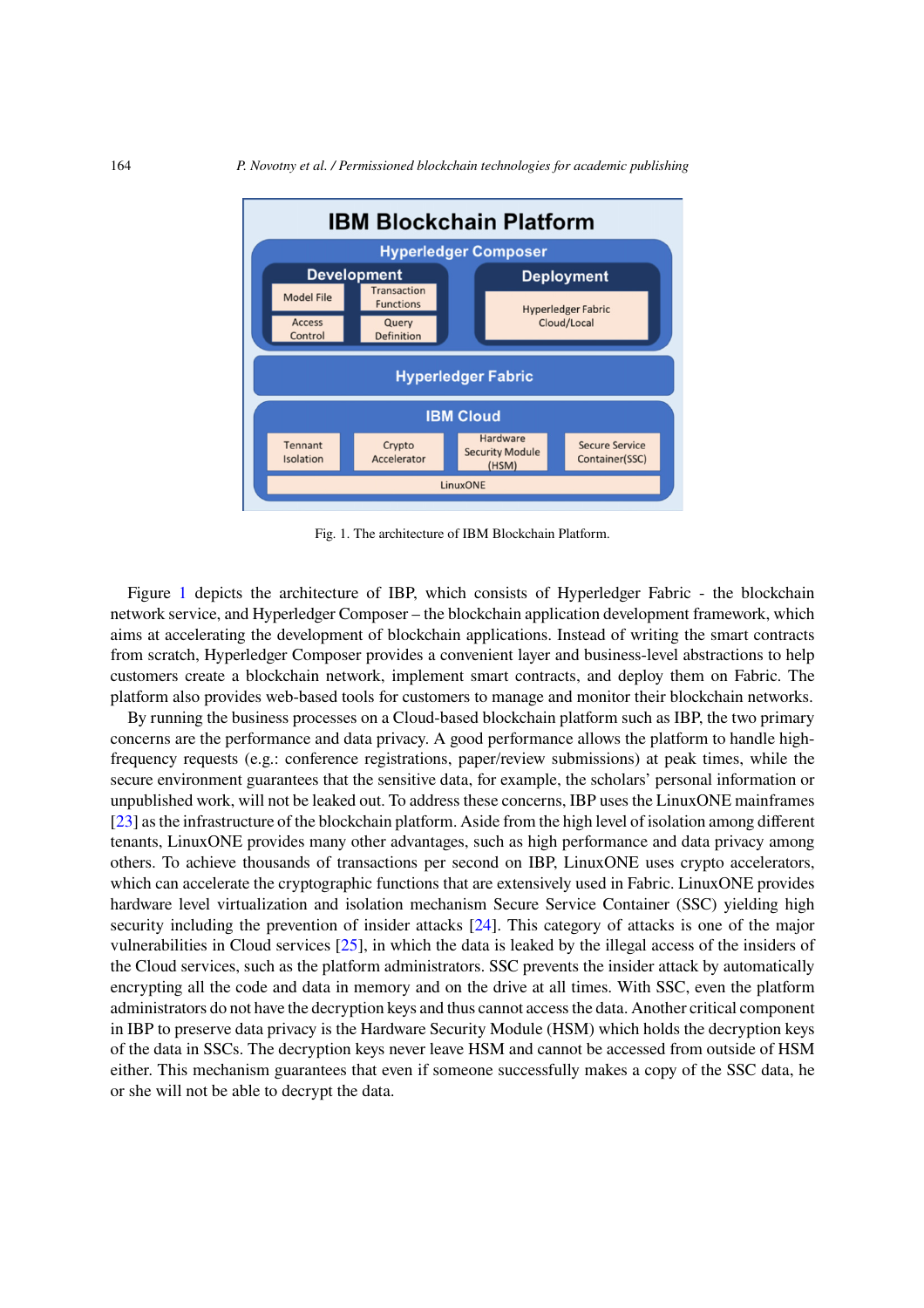IBM Blockchain Platform

Hyperledger Composer

Development

Model File

Transaction Functions

Access Control

Query Definition

Deployment

Hyperledger Fabric Cloud/Local

Hyperledger Fabric

IBM Cloud

Tennant Isolation

Crypto Accelerator

Hardware Security Module (HSM)

Secure Service Container(SSC)

LinuxONE

Fig. 1. The architecture of IBM Blockchain Platform.

Figure 1 depicts the architecture of IBP, which consists of Hyperledger Fabric - the blockchain network service, and Hyperledger Composer – the blockchain application development framework, which aims at accelerating the development of blockchain applications. Instead of writing the smart contracts from scratch, Hyperledger Composer provides a convenient layer and business-level abstractions to help customers create a blockchain network, implement smart contracts, and deploy them on Fabric. The platform also provides web-based tools for customers to manage and monitor their blockchain networks.

By running the business processes on a Cloud-based blockchain platform such as IBP, the two primary concerns are the performance and data privacy. A good performance allows the platform to handle high-frequency requests (e.g.: conference registrations, paper/review submissions) at peak times, while the secure environment guarantees that the sensitive data, for example, the scholars' personal information or unpublished work, will not be leaked out. To address these concerns, IBP uses the LinuxONE mainframes [23] as the infrastructure of the blockchain platform. Aside from the high level of isolation among different tenants, LinuxONE provides many other advantages, such as high performance and data privacy among others. To achieve thousands of transactions per second on IBP, LinuxONE uses crypto accelerators, which can accelerate the cryptographic functions that are extensively used in Fabric. LinuxONE provides hardware level virtualization and isolation mechanism Secure Service Container (SSC) yielding high security including the prevention of insider attacks [24]. This category of attacks is one of the major vulnerabilities in Cloud services [25], in which the data is leaked by the illegal access of the insiders of the Cloud services, such as the platform administrators. SSC prevents the insider attack by automatically encrypting all the code and data in memory and on the drive at all times. With SSC, even the platform administrators do not have the decryption keys and thus cannot access the data. Another critical component in IBP to preserve data privacy is the Hardware Security Module (HSM) which holds the decryption keys of the data in SSCs. The decryption keys never leave HSM and cannot be accessed from outside of HSM either. This mechanism guarantees that even if someone successfully makes a copy of the SSC data, he or she will not be able to decrypt the data.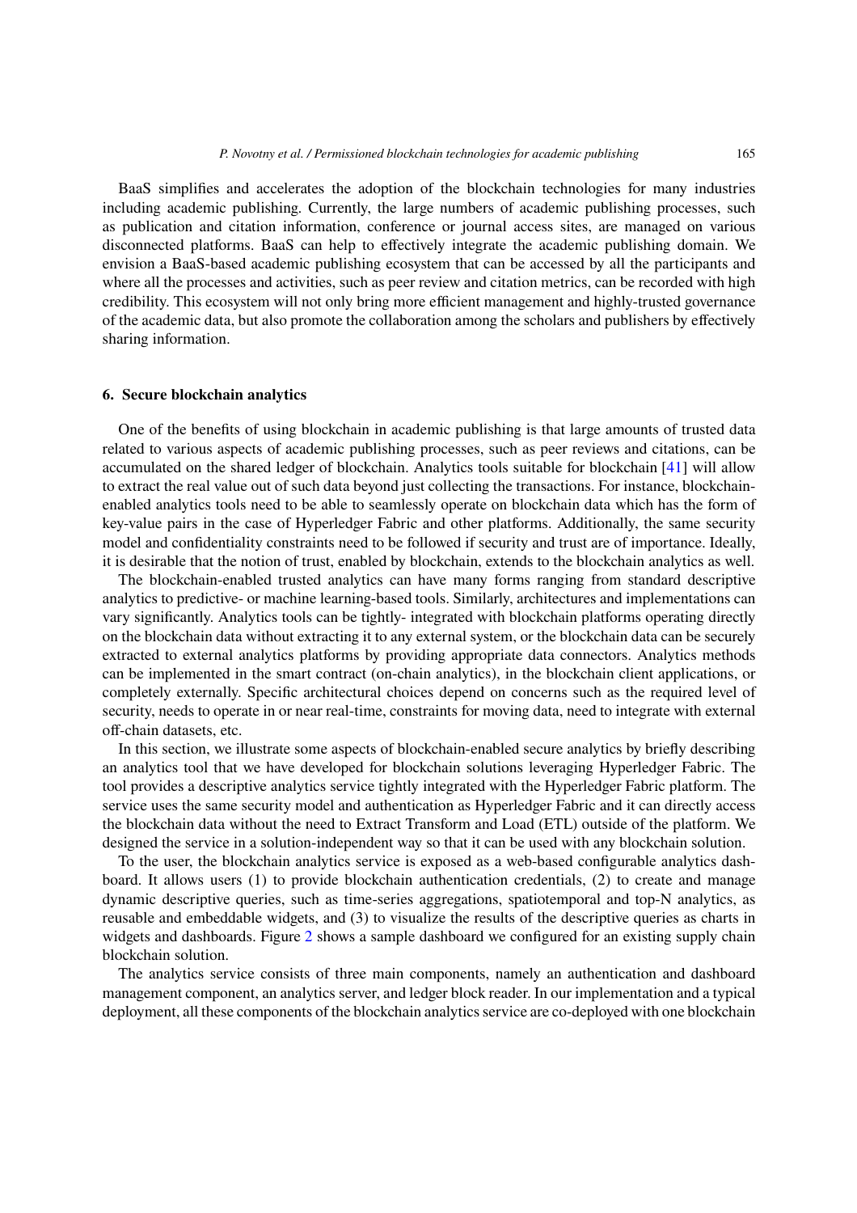BaaS simplifies and accelerates the adoption of the blockchain technologies for many industries including academic publishing. Currently, the large numbers of academic publishing processes, such as publication and citation information, conference or journal access sites, are managed on various disconnected platforms. BaaS can help to effectively integrate the academic publishing domain. We envision a BaaS-based academic publishing ecosystem that can be accessed by all the participants and where all the processes and activities, such as peer review and citation metrics, can be recorded with high credibility. This ecosystem will not only bring more efficient management and highly-trusted governance of the academic data, but also promote the collaboration among the scholars and publishers by effectively sharing information.

## 6. Secure blockchain analytics

One of the benefits of using blockchain in academic publishing is that large amounts of trusted data related to various aspects of academic publishing processes, such as peer reviews and citations, can be accumulated on the shared ledger of blockchain. Analytics tools suitable for blockchain [41] will allow to extract the real value out of such data beyond just collecting the transactions. For instance, blockchain-enabled analytics tools need to be able to seamlessly operate on blockchain data which has the form of key-value pairs in the case of Hyperledger Fabric and other platforms. Additionally, the same security model and confidentiality constraints need to be followed if security and trust are of importance. Ideally, it is desirable that the notion of trust, enabled by blockchain, extends to the blockchain analytics as well.

The blockchain-enabled trusted analytics can have many forms ranging from standard descriptive analytics to predictive- or machine learning-based tools. Similarly, architectures and implementations can vary significantly. Analytics tools can be tightly- integrated with blockchain platforms operating directly on the blockchain data without extracting it to any external system, or the blockchain data can be securely extracted to external analytics platforms by providing appropriate data connectors. Analytics methods can be implemented in the smart contract (on-chain analytics), in the blockchain client applications, or completely externally. Specific architectural choices depend on concerns such as the required level of security, needs to operate in or near real-time, constraints for moving data, need to integrate with external off-chain datasets, etc.

In this section, we illustrate some aspects of blockchain-enabled secure analytics by briefly describing an analytics tool that we have developed for blockchain solutions leveraging Hyperledger Fabric. The tool provides a descriptive analytics service tightly integrated with the Hyperledger Fabric platform. The service uses the same security model and authentication as Hyperledger Fabric and it can directly access the blockchain data without the need to Extract Transform and Load (ETL) outside of the platform. We designed the service in a solution-independent way so that it can be used with any blockchain solution.

To the user, the blockchain analytics service is exposed as a web-based configurable analytics dashboard. It allows users (1) to provide blockchain authentication credentials, (2) to create and manage dynamic descriptive queries, such as time-series aggregations, spatiotemporal and top-N analytics, as reusable and embeddable widgets, and (3) to visualize the results of the descriptive queries as charts in widgets and dashboards. Figure 2 shows a sample dashboard we configured for an existing supply chain blockchain solution.

The analytics service consists of three main components, namely an authentication and dashboard management component, an analytics server, and ledger block reader. In our implementation and a typical deployment, all these components of the blockchain analytics service are co-deployed with one blockchain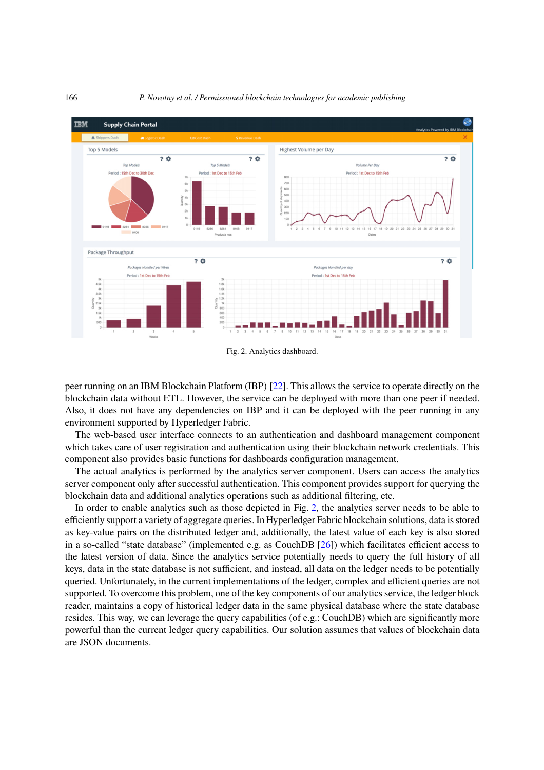Fig. 2. Analytics dashboard.

peer running on an IBM Blockchain Platform (IBP) [22]. This allows the service to operate directly on the blockchain data without ETL. However, the service can be deployed with more than one peer if needed. Also, it does not have any dependencies on IBP and it can be deployed with the peer running in any environment supported by Hyperledger Fabric.

The web-based user interface connects to an authentication and dashboard management component which takes care of user registration and authentication using their blockchain network credentials. This component also provides basic functions for dashboards configuration management.

The actual analytics is performed by the analytics server component. Users can access the analytics server component only after successful authentication. This component provides support for querying the blockchain data and additional analytics operations such as additional filtering, etc.

In order to enable analytics such as those depicted in Fig. 2, the analytics server needs to be able to efficiently support a variety of aggregate queries. In Hyperledger Fabric blockchain solutions, data is stored as key-value pairs on the distributed ledger and, additionally, the latest value of each key is also stored in a so-called "state database" (implemented e.g. as CouchDB [26]) which facilitates efficient access to the latest version of data. Since the analytics service potentially needs to query the full history of all keys, data in the state database is not sufficient, and instead, all data on the ledger needs to be potentially queried. Unfortunately, in the current implementations of the ledger, complex and efficient queries are not supported. To overcome this problem, one of the key components of our analytics service, the ledger block reader, maintains a copy of historical ledger data in the same physical database where the state database resides. This way, we can leverage the query capabilities (of e.g.: CouchDB) which are significantly more powerful than the current ledger query capabilities. Our solution assumes that values of blockchain data are JSON documents.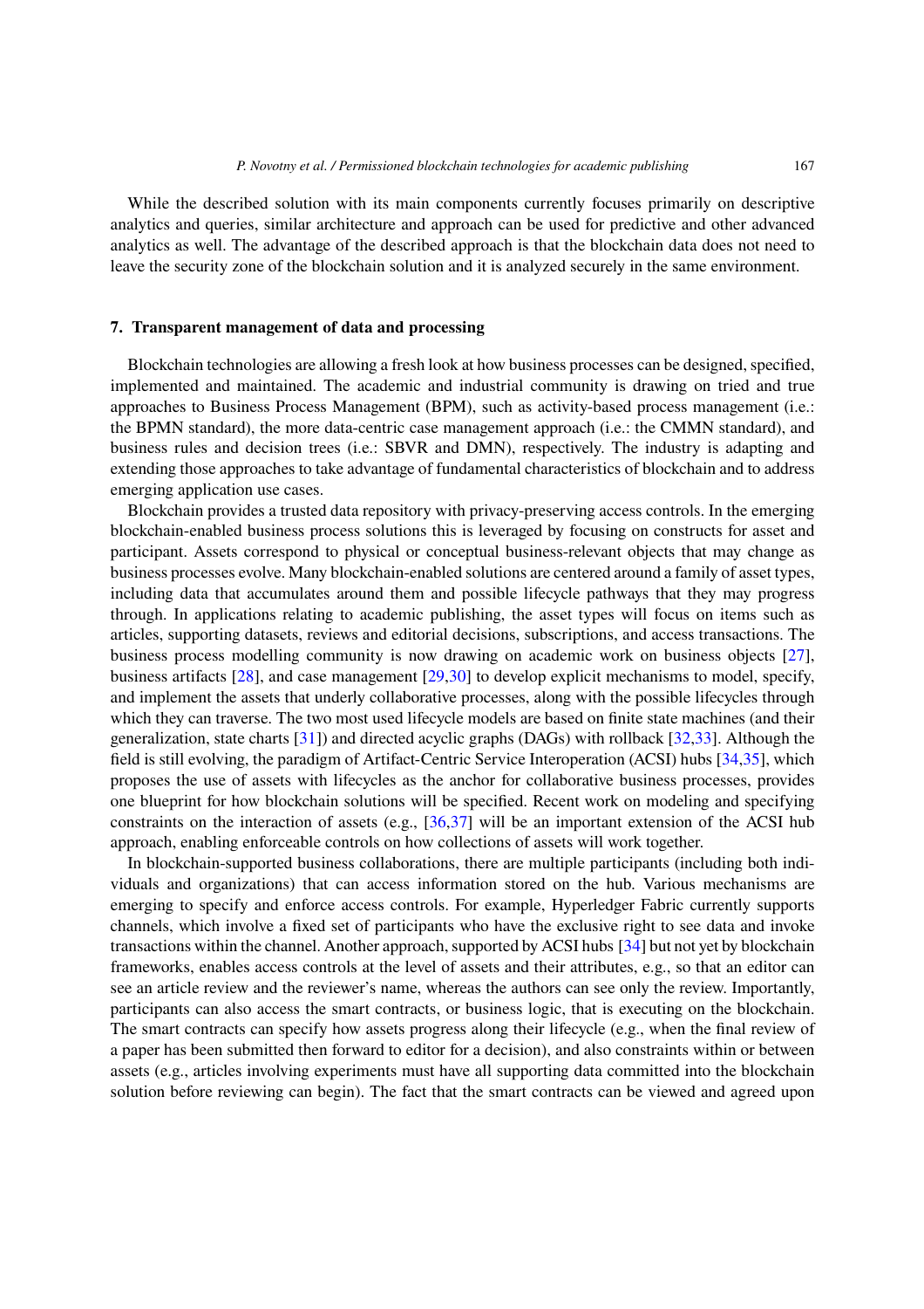While the described solution with its main components currently focuses primarily on descriptive analytics and queries, similar architecture and approach can be used for predictive and other advanced analytics as well. The advantage of the described approach is that the blockchain data does not need to leave the security zone of the blockchain solution and it is analyzed securely in the same environment.

## 7. Transparent management of data and processing

Blockchain technologies are allowing a fresh look at how business processes can be designed, specified, implemented and maintained. The academic and industrial community is drawing on tried and true approaches to Business Process Management (BPM), such as activity-based process management (i.e.: the BPMN standard), the more data-centric case management approach (i.e.: the CMMN standard), and business rules and decision trees (i.e.: SBVR and DMN), respectively. The industry is adapting and extending those approaches to take advantage of fundamental characteristics of blockchain and to address emerging application use cases.

Blockchain provides a trusted data repository with privacy-preserving access controls. In the emerging blockchain-enabled business process solutions this is leveraged by focusing on constructs for asset and participant. Assets correspond to physical or conceptual business-relevant objects that may change as business processes evolve. Many blockchain-enabled solutions are centered around a family of asset types, including data that accumulates around them and possible lifecycle pathways that they may progress through. In applications relating to academic publishing, the asset types will focus on items such as articles, supporting datasets, reviews and editorial decisions, subscriptions, and access transactions. The business process modelling community is now drawing on academic work on business objects [27], business artifacts [28], and case management [29,30] to develop explicit mechanisms to model, specify, and implement the assets that underly collaborative processes, along with the possible lifecycles through which they can traverse. The two most used lifecycle models are based on finite state machines (and their generalization, state charts [31]) and directed acyclic graphs (DAGs) with rollback [32,33]. Although the field is still evolving, the paradigm of Artifact-Centric Service Interoperation (ACSI) hubs [34,35], which proposes the use of assets with lifecycles as the anchor for collaborative business processes, provides one blueprint for how blockchain solutions will be specified. Recent work on modeling and specifying constraints on the interaction of assets (e.g., [36,37] will be an important extension of the ACSI hub approach, enabling enforceable controls on how collections of assets will work together.

In blockchain-supported business collaborations, there are multiple participants (including both individuals and organizations) that can access information stored on the hub. Various mechanisms are emerging to specify and enforce access controls. For example, Hyperledger Fabric currently supports channels, which involve a fixed set of participants who have the exclusive right to see data and invoke transactions within the channel. Another approach, supported by ACSI hubs [34] but not yet by blockchain frameworks, enables access controls at the level of assets and their attributes, e.g., so that an editor can see an article review and the reviewer's name, whereas the authors can see only the review. Importantly, participants can also access the smart contracts, or business logic, that is executing on the blockchain. The smart contracts can specify how assets progress along their lifecycle (e.g., when the final review of a paper has been submitted then forward to editor for a decision), and also constraints within or between assets (e.g., articles involving experiments must have all supporting data committed into the blockchain solution before reviewing can begin). The fact that the smart contracts can be viewed and agreed upon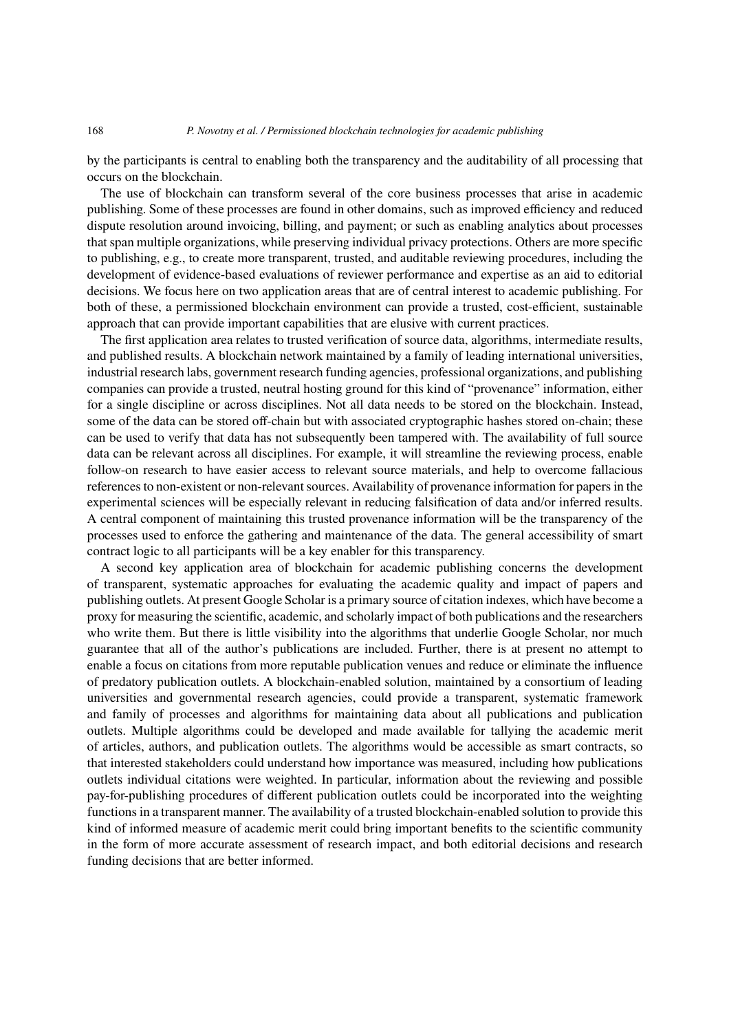by the participants is central to enabling both the transparency and the auditability of all processing that occurs on the blockchain.

The use of blockchain can transform several of the core business processes that arise in academic publishing. Some of these processes are found in other domains, such as improved efficiency and reduced dispute resolution around invoicing, billing, and payment; or such as enabling analytics about processes that span multiple organizations, while preserving individual privacy protections. Others are more specific to publishing, e.g., to create more transparent, trusted, and auditable reviewing procedures, including the development of evidence-based evaluations of reviewer performance and expertise as an aid to editorial decisions. We focus here on two application areas that are of central interest to academic publishing. For both of these, a permissioned blockchain environment can provide a trusted, cost-efficient, sustainable approach that can provide important capabilities that are elusive with current practices.

The first application area relates to trusted verification of source data, algorithms, intermediate results, and published results. A blockchain network maintained by a family of leading international universities, industrial research labs, government research funding agencies, professional organizations, and publishing companies can provide a trusted, neutral hosting ground for this kind of "provenance" information, either for a single discipline or across disciplines. Not all data needs to be stored on the blockchain. Instead, some of the data can be stored off-chain but with associated cryptographic hashes stored on-chain; these can be used to verify that data has not subsequently been tampered with. The availability of full source data can be relevant across all disciplines. For example, it will streamline the reviewing process, enable follow-on research to have easier access to relevant source materials, and help to overcome fallacious references to non-existent or non-relevant sources. Availability of provenance information for papers in the experimental sciences will be especially relevant in reducing falsification of data and/or inferred results. A central component of maintaining this trusted provenance information will be the transparency of the processes used to enforce the gathering and maintenance of the data. The general accessibility of smart contract logic to all participants will be a key enabler for this transparency.

A second key application area of blockchain for academic publishing concerns the development of transparent, systematic approaches for evaluating the academic quality and impact of papers and publishing outlets. At present Google Scholar is a primary source of citation indexes, which have become a proxy for measuring the scientific, academic, and scholarly impact of both publications and the researchers who write them. But there is little visibility into the algorithms that underlie Google Scholar, nor much guarantee that all of the author's publications are included. Further, there is at present no attempt to enable a focus on citations from more reputable publication venues and reduce or eliminate the influence of predatory publication outlets. A blockchain-enabled solution, maintained by a consortium of leading universities and governmental research agencies, could provide a transparent, systematic framework and family of processes and algorithms for maintaining data about all publications and publication outlets. Multiple algorithms could be developed and made available for tallying the academic merit of articles, authors, and publication outlets. The algorithms would be accessible as smart contracts, so that interested stakeholders could understand how importance was measured, including how publications outlets individual citations were weighted. In particular, information about the reviewing and possible pay-for-publishing procedures of different publication outlets could be incorporated into the weighting functions in a transparent manner. The availability of a trusted blockchain-enabled solution to provide this kind of informed measure of academic merit could bring important benefits to the scientific community in the form of more accurate assessment of research impact, and both editorial decisions and research funding decisions that are better informed.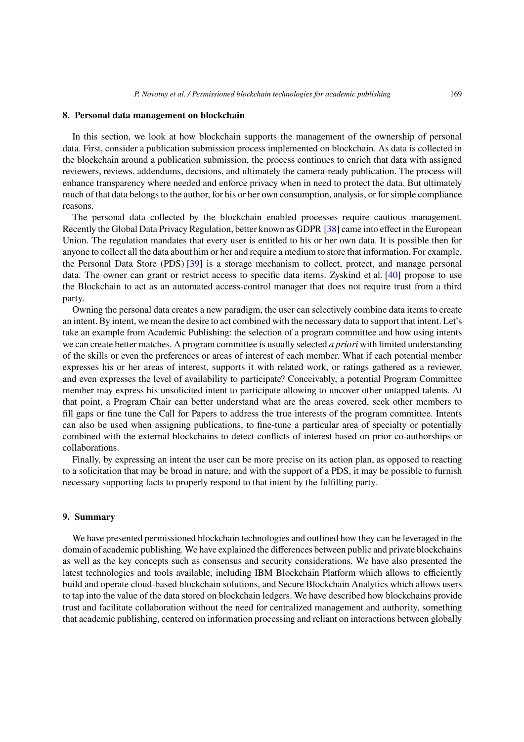## 8. Personal data management on blockchain

In this section, we look at how blockchain supports the management of the ownership of personal data. First, consider a publication submission process implemented on blockchain. As data is collected in the blockchain around a publication submission, the process continues to enrich that data with assigned reviewers, reviews, addendums, decisions, and ultimately the camera-ready publication. The process will enhance transparency where needed and enforce privacy when in need to protect the data. But ultimately much of that data belongs to the author, for his or her own consumption, analysis, or for simple compliance reasons.

The personal data collected by the blockchain enabled processes require cautious management. Recently the Global Data Privacy Regulation, better known as GDPR [38] came into effect in the European Union. The regulation mandates that every user is entitled to his or her own data. It is possible then for anyone to collect all the data about him or her and require a medium to store that information. For example, the Personal Data Store (PDS) [39] is a storage mechanism to collect, protect, and manage personal data. The owner can grant or restrict access to specific data items. Zyskind et al. [40] propose to use the Blockchain to act as an automated access-control manager that does not require trust from a third party.

Owning the personal data creates a new paradigm, the user can selectively combine data items to create an intent. By intent, we mean the desire to act combined with the necessary data to support that intent. Let's take an example from Academic Publishing: the selection of a program committee and how using intents we can create better matches. A program committee is usually selected *a priori* with limited understanding of the skills or even the preferences or areas of interest of each member. What if each potential member expresses his or her areas of interest, supports it with related work, or ratings gathered as a reviewer, and even expresses the level of availability to participate? Conceivably, a potential Program Committee member may express his unsolicited intent to participate allowing to uncover other untapped talents. At that point, a Program Chair can better understand what are the areas covered, seek other members to fill gaps or fine tune the Call for Papers to address the true interests of the program committee. Intents can also be used when assigning publications, to fine-tune a particular area of specialty or potentially combined with the external blockchains to detect conflicts of interest based on prior co-authorships or collaborations.

Finally, by expressing an intent the user can be more precise on its action plan, as opposed to reacting to a solicitation that may be broad in nature, and with the support of a PDS, it may be possible to furnish necessary supporting facts to properly respond to that intent by the fulfilling party.

## 9. Summary

We have presented permissioned blockchain technologies and outlined how they can be leveraged in the domain of academic publishing. We have explained the differences between public and private blockchains as well as the key concepts such as consensus and security considerations. We have also presented the latest technologies and tools available, including IBM Blockchain Platform which allows to efficiently build and operate cloud-based blockchain solutions, and Secure Blockchain Analytics which allows users to tap into the value of the data stored on blockchain ledgers. We have described how blockchains provide trust and facilitate collaboration without the need for centralized management and authority, something that academic publishing, centered on information processing and reliant on interactions between globally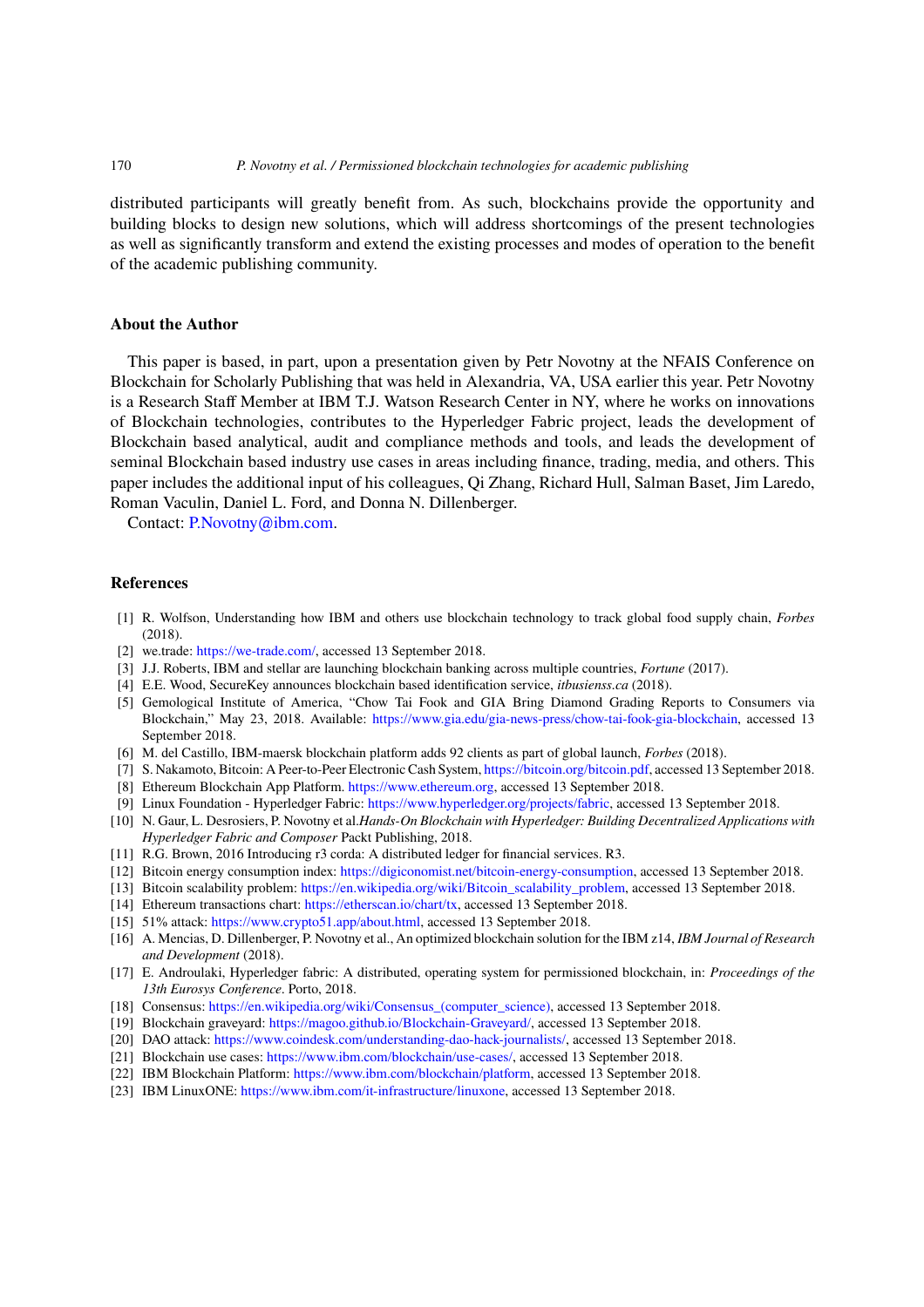distributed participants will greatly benefit from. As such, blockchains provide the opportunity and building blocks to design new solutions, which will address shortcomings of the present technologies as well as significantly transform and extend the existing processes and modes of operation to the benefit of the academic publishing community.

## About the Author

This paper is based, in part, upon a presentation given by Petr Novotny at the NFAIS Conference on Blockchain for Scholarly Publishing that was held in Alexandria, VA, USA earlier this year. Petr Novotny is a Research Staff Member at IBM T.J. Watson Research Center in NY, where he works on innovations of Blockchain technologies, contributes to the Hyperledger Fabric project, leads the development of Blockchain based analytical, audit and compliance methods and tools, and leads the development of seminal Blockchain based industry use cases in areas including finance, trading, media, and others. This paper includes the additional input of his colleagues, Qi Zhang, Richard Hull, Salman Baset, Jim Laredo, Roman Vaculin, Daniel L. Ford, and Donna N. Dillenberger.

Contact: P.Novotny@ibm.com.

## References

[1] R. Wolfson, Understanding how IBM and others use blockchain technology to track global food supply chain, *Forbes* (2018).

[2] we.trade: https://we-trade.com/, accessed 13 September 2018.

[3] J.J. Roberts, IBM and stellar are launching blockchain banking across multiple countries, *Fortune* (2017).

[4] E.E. Wood, SecureKey announces blockchain based identification service, *itbusienss.ca* (2018).

[5] Gemological Institute of America, "Chow Tai Fook and GIA Bring Diamond Grading Reports to Consumers via Blockchain," May 23, 2018. Available: https://www.gia.edu/gia-news-press/chow-tai-fook-gia-blockchain, accessed 13 September 2018.

[6] M. del Castillo, IBM-maersk blockchain platform adds 92 clients as part of global launch, *Forbes* (2018).

[7] S. Nakamoto, Bitcoin: A Peer-to-Peer Electronic Cash System, https://bitcoin.org/bitcoin.pdf, accessed 13 September 2018.

[8] Ethereum Blockchain App Platform. https://www.ethereum.org, accessed 13 September 2018.

[9] Linux Foundation - Hyperledger Fabric: https://www.hyperledger.org/projects/fabric, accessed 13 September 2018.

[10] N. Gaur, L. Desrosiers, P. Novotny et al.*Hands-On Blockchain with Hyperledger: Building Decentralized Applications with Hyperledger Fabric and Composer* Packt Publishing, 2018.

[11] R.G. Brown, 2016 Introducing r3 corda: A distributed ledger for financial services. R3.

[12] Bitcoin energy consumption index: https://digiconomist.net/bitcoin-energy-consumption, accessed 13 September 2018.

[13] Bitcoin scalability problem: https://en.wikipedia.org/wiki/Bitcoin_scalability_problem, accessed 13 September 2018.

[14] Ethereum transactions chart: https://etherscan.io/chart/tx, accessed 13 September 2018.

[15] 51% attack: https://www.crypto51.app/about.html, accessed 13 September 2018.

[16] A. Mencias, D. Dillenberger, P. Novotny et al., An optimized blockchain solution for the IBM z14, *IBM Journal of Research and Development* (2018).

[17] E. Androulaki, Hyperledger fabric: A distributed, operating system for permissioned blockchain, in: *Proceedings of the 13th Eurosys Conference*. Porto, 2018.

[18] Consensus: https://en.wikipedia.org/wiki/Consensus_(computer_science), accessed 13 September 2018.

[19] Blockchain graveyard: https://magoo.github.io/Blockchain-Graveyard/, accessed 13 September 2018.

[20] DAO attack: https://www.coindesk.com/understanding-dao-hack-journalists/, accessed 13 September 2018.

[21] Blockchain use cases: https://www.ibm.com/blockchain/use-cases/, accessed 13 September 2018.

[22] IBM Blockchain Platform: https://www.ibm.com/blockchain/platform, accessed 13 September 2018.

[23] IBM LinuxONE: https://www.ibm.com/it-infrastructure/linuxone, accessed 13 September 2018.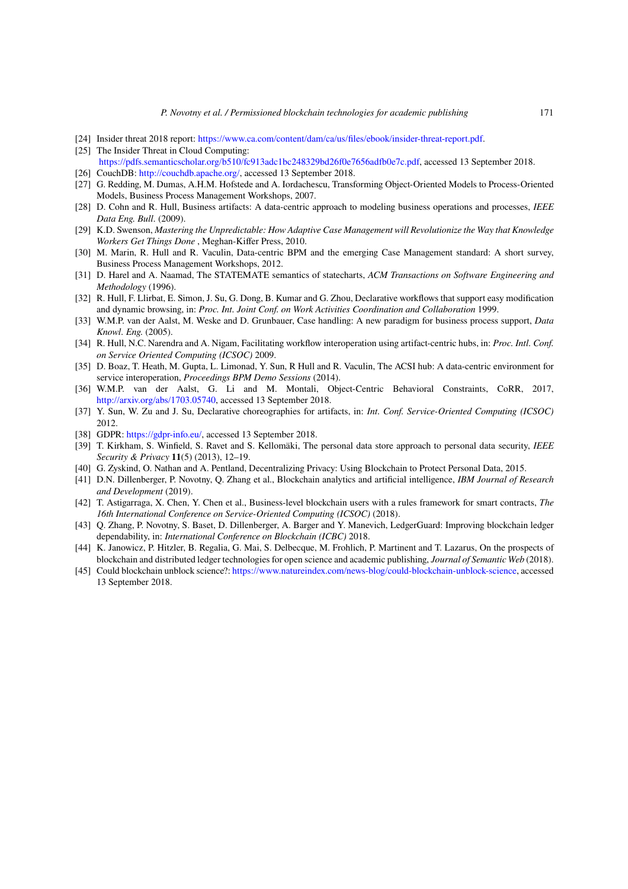[24] Insider threat 2018 report: https://www.ca.com/content/dam/ca/us/files/ebook/insider-threat-report.pdf.

[25] The Insider Threat in Cloud Computing: https://pdfs.semanticscholar.org/b510/fc913adc1bc248329bd26f0e7656adfb0e7c.pdf, accessed 13 September 2018.

[26] CouchDB: http://couchdb.apache.org/, accessed 13 September 2018.

[27] G. Redding, M. Dumas, A.H.M. Hofstede and A. Iordachescu, Transforming Object-Oriented Models to Process-Oriented Models, Business Process Management Workshops, 2007.

[28] D. Cohn and R. Hull, Business artifacts: A data-centric approach to modeling business operations and processes, *IEEE Data Eng. Bull*. (2009).

[29] K.D. Swenson, *Mastering the Unpredictable: How Adaptive Case Management will Revolutionize the Way that Knowledge Workers Get Things Done* , Meghan-Kiffer Press, 2010.

[30] M. Marin, R. Hull and R. Vaculin, Data-centric BPM and the emerging Case Management standard: A short survey, Business Process Management Workshops, 2012.

[31] D. Harel and A. Naamad, The STATEMATE semantics of statecharts, *ACM Transactions on Software Engineering and Methodology* (1996).

[32] R. Hull, F. Llirbat, E. Simon, J. Su, G. Dong, B. Kumar and G. Zhou, Declarative workflows that support easy modification and dynamic browsing, in: *Proc. Int. Joint Conf. on Work Activities Coordination and Collaboration* 1999.

[33] W.M.P. van der Aalst, M. Weske and D. Grunbauer, Case handling: A new paradigm for business process support, *Data Knowl. Eng.* (2005).

[34] R. Hull, N.C. Narendra and A. Nigam, Facilitating workflow interoperation using artifact-centric hubs, in: *Proc. Intl. Conf. on Service Oriented Computing (ICSOC)* 2009.

[35] D. Boaz, T. Heath, M. Gupta, L. Limonad, Y. Sun, R Hull and R. Vaculin, The ACSI hub: A data-centric environment for service interoperation, *Proceedings BPM Demo Sessions* (2014).

[36] W.M.P. van der Aalst, G. Li and M. Montali, Object-Centric Behavioral Constraints, CoRR, 2017, http://arxiv.org/abs/1703.05740, accessed 13 September 2018.

[37] Y. Sun, W. Zu and J. Su, Declarative choreographies for artifacts, in: *Int. Conf. Service-Oriented Computing (ICSOC)* 2012.

[38] GDPR: https://gdpr-info.eu/, accessed 13 September 2018.

[39] T. Kirkham, S. Winfield, S. Ravet and S. Kellomäki, The personal data store approach to personal data security, *IEEE Security & Privacy* **11**(5) (2013), 12–19.

[40] G. Zyskind, O. Nathan and A. Pentland, Decentralizing Privacy: Using Blockchain to Protect Personal Data, 2015.

[41] D.N. Dillenberger, P. Novotny, Q. Zhang et al., Blockchain analytics and artificial intelligence, *IBM Journal of Research and Development* (2019).

[42] T. Astigarraga, X. Chen, Y. Chen et al., Business-level blockchain users with a rules framework for smart contracts, *The 16th International Conference on Service-Oriented Computing (ICSOC)* (2018).

[43] Q. Zhang, P. Novotny, S. Baset, D. Dillenberger, A. Barger and Y. Manevich, LedgerGuard: Improving blockchain ledger dependability, in: *International Conference on Blockchain (ICBC)* 2018.

[44] K. Janowicz, P. Hitzler, B. Regalia, G. Mai, S. Delbecque, M. Frohlich, P. Martinent and T. Lazarus, On the prospects of blockchain and distributed ledger technologies for open science and academic publishing, *Journal of Semantic Web* (2018).

[45] Could blockchain unblock science?: https://www.natureindex.com/news-blog/could-blockchain-unblock-science, accessed 13 September 2018.